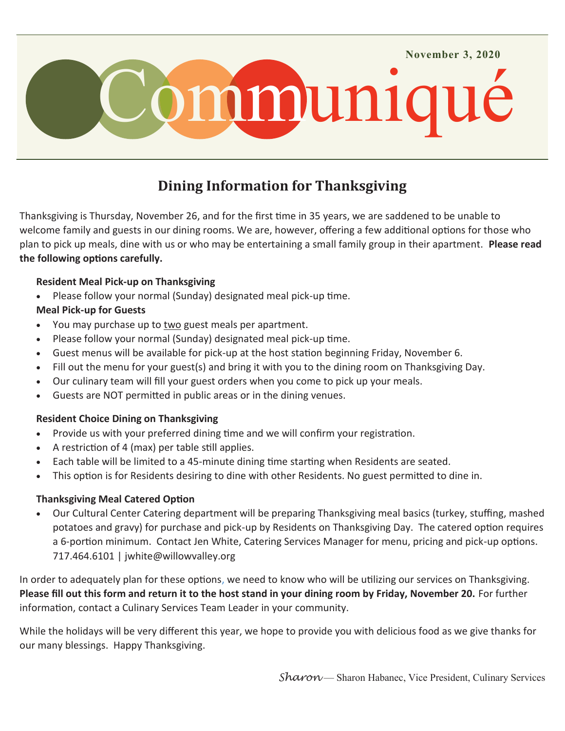November 3, 2020

# Communiqué

## Dining Information for Thanksgiving

Thanksgiving is Thursday, November 26, and for the first time in 35 years, we are saddened to be unable to welcome family and guests in our dining rooms. We are, however, offering a few additional options for those who plan to pick up meals, dine with us or who may be entertaining a small family group in their apartment. **Please read the following options carefully.**

**Resident Meal Pick-up on Thanksgiving**

- Please follow your normal (Sunday) designated meal pick-up time.

**Meal Pick-up for Guests**

- You may purchase up to two guest meals per apartment.
- Please follow your normal (Sunday) designated meal pick-up time.
- Guest menus will be available for pick-up at the host station beginning Friday, November 6.
- Fill out the menu for your guest(s) and bring it with you to the dining room on Thanksgiving Day.
- Our culinary team will fill your guest orders when you come to pick up your meals.
- Guests are NOT permitted in public areas or in the dining venues.

**Resident Choice Dining on Thanksgiving**

- Provide us with your preferred dining time and we will confirm your registration.
- A restriction of 4 (max) per table still applies.
- Each table will be limited to a 45-minute dining time starting when Residents are seated.
- This option is for Residents desiring to dine with other Residents. No guest permitted to dine in.

**Thanksgiving Meal Catered Option**

- Our Cultural Center Catering department will be preparing Thanksgiving meal basics (turkey, stuffing, mashed potatoes and gravy) for purchase and pick-up by Residents on Thanksgiving Day. The catered option requires a 6-portion minimum. Contact Jen White, Catering Services Manager for menu, pricing and pick-up options. 717.464.6101 | jwhite@willowvalley.org

In order to adequately plan for these options, we need to know who will be utilizing our services on Thanksgiving. **Please fill out this form and return it to the host stand in your dining room by Friday, November 20.** For further information, contact a Culinary Services Team Leader in your community.

While the holidays will be very different this year, we hope to provide you with delicious food as we give thanks for our many blessings. Happy Thanksgiving.

*Sharon* — Sharon Habanec, Vice President, Culinary Services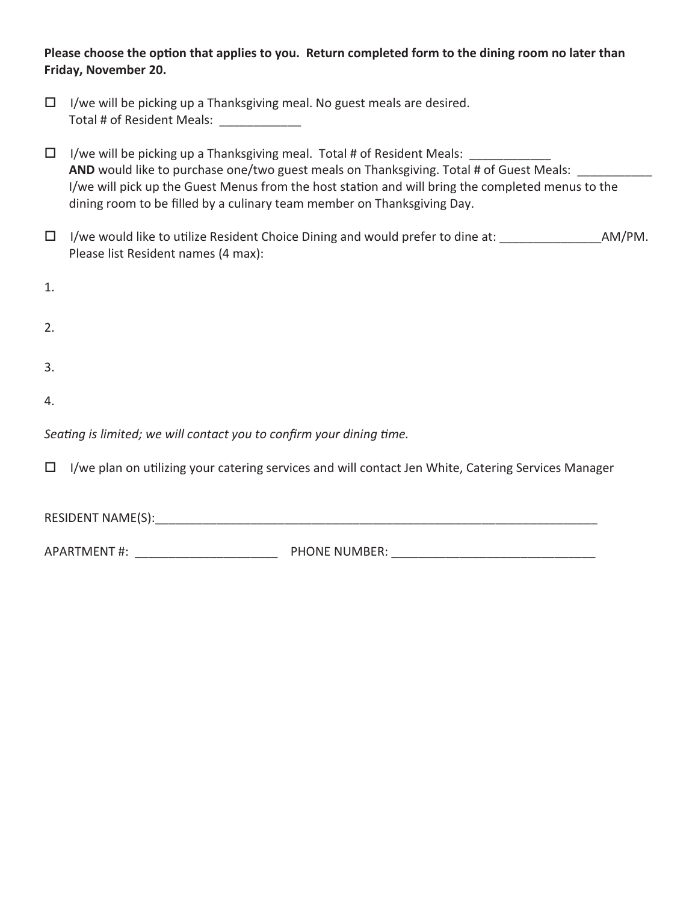**Please choose the option that applies to you. Return completed form to the dining room no later than Friday, November 20.**

☐ I/we will be picking up a Thanksgiving meal. No guest meals are desired.
Total # of Resident Meals: ____________

☐ I/we will be picking up a Thanksgiving meal. Total # of Resident Meals: ____________
**AND** would like to purchase one/two guest meals on Thanksgiving. Total # of Guest Meals: ___________
I/we will pick up the Guest Menus from the host station and will bring the completed menus to the dining room to be filled by a culinary team member on Thanksgiving Day.

☐ I/we would like to utilize Resident Choice Dining and would prefer to dine at: _______________AM/PM.
Please list Resident names (4 max):

1.

2.

3.

4.

*Seating is limited; we will contact you to confirm your dining time.*

☐ I/we plan on utilizing your catering services and will contact Jen White, Catering Services Manager

RESIDENT NAME(S):_____________________________________________________________________

APARTMENT #: ______________________ PHONE NUMBER: ______________________________